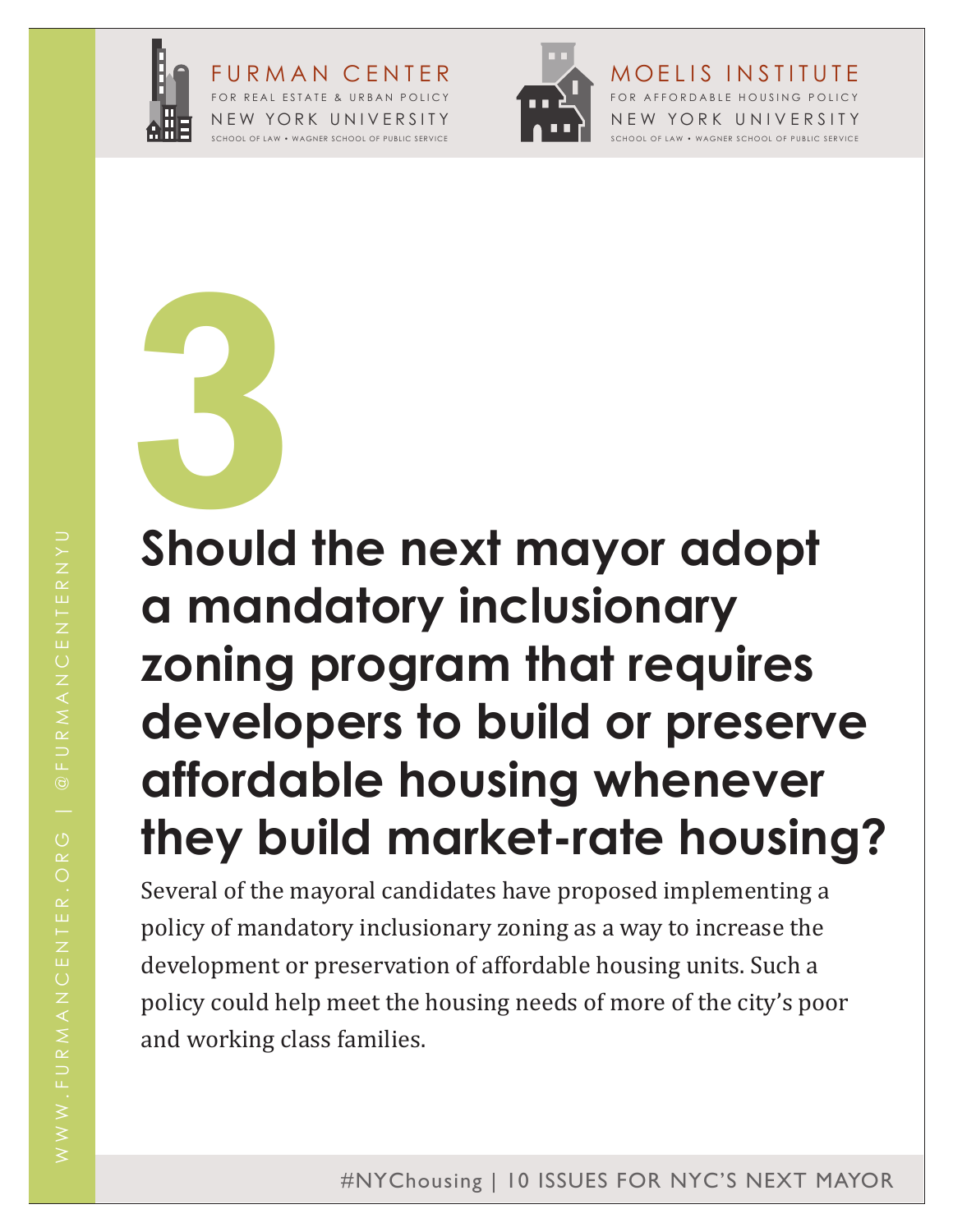FURMAN CENTER
FOR REAL ESTATE & URBAN POLICY
NEW YORK UNIVERSITY
SCHOOL OF LAW • WAGNER SCHOOL OF PUBLIC SERVICE

MOELIS INSTITUTE
FOR AFFORDABLE HOUSING POLICY
NEW YORK UNIVERSITY
SCHOOL OF LAW • WAGNER SCHOOL OF PUBLIC SERVICE

# 3

# Should the next mayor adopt a mandatory inclusionary zoning program that requires developers to build or preserve affordable housing whenever they build market-rate housing?

Several of the mayoral candidates have proposed implementing a policy of mandatory inclusionary zoning as a way to increase the development or preservation of affordable housing units. Such a policy could help meet the housing needs of more of the city's poor and working class families.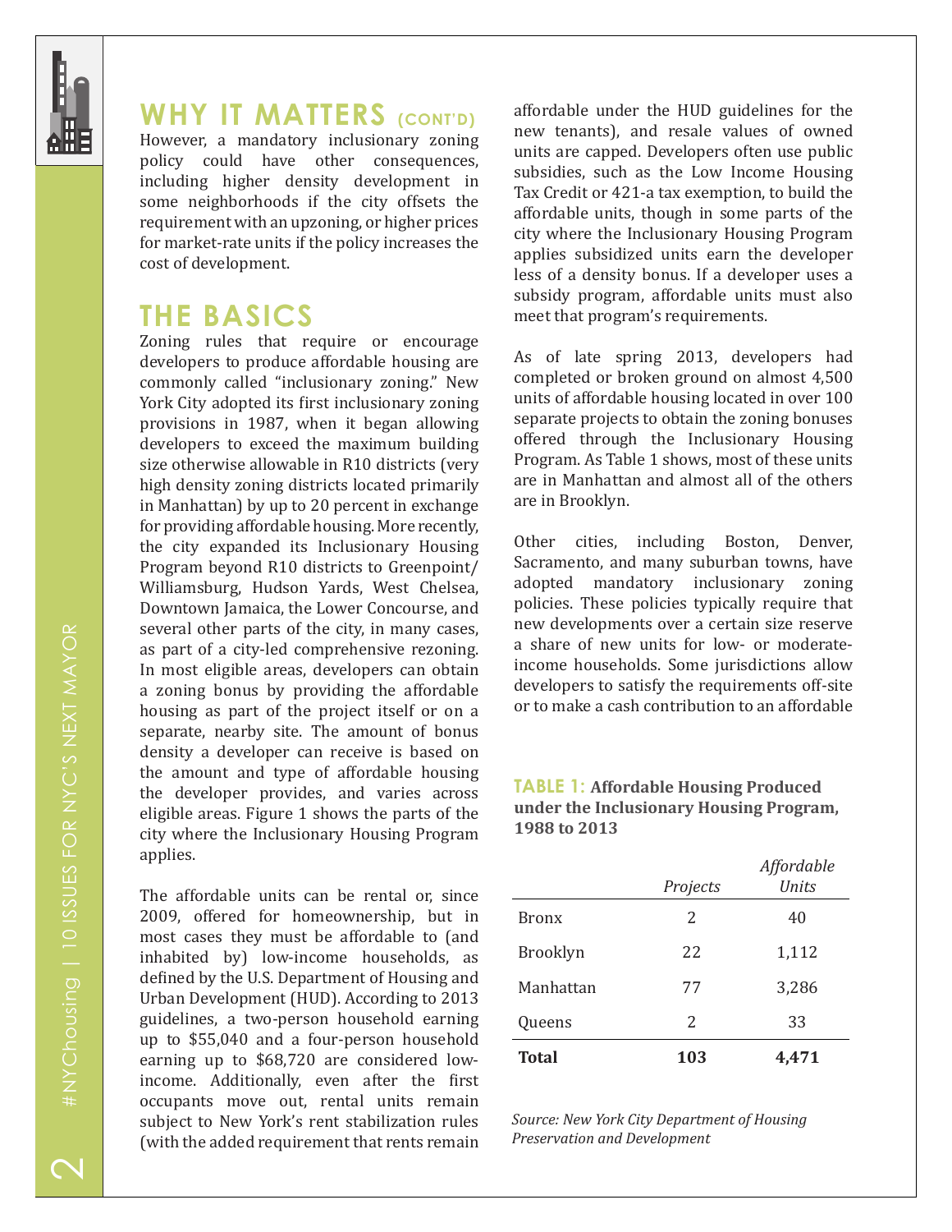## WHY IT MATTERS (CONT'D)

However, a mandatory inclusionary zoning policy could have other consequences, including higher density development in some neighborhoods if the city offsets the requirement with an upzoning, or higher prices for market-rate units if the policy increases the cost of development.

## THE BASICS

Zoning rules that require or encourage developers to produce affordable housing are commonly called "inclusionary zoning." New York City adopted its first inclusionary zoning provisions in 1987, when it began allowing developers to exceed the maximum building size otherwise allowable in R10 districts (very high density zoning districts located primarily in Manhattan) by up to 20 percent in exchange for providing affordable housing. More recently, the city expanded its Inclusionary Housing Program beyond R10 districts to Greenpoint/Williamsburg, Hudson Yards, West Chelsea, Downtown Jamaica, the Lower Concourse, and several other parts of the city, in many cases, as part of a city-led comprehensive rezoning. In most eligible areas, developers can obtain a zoning bonus by providing the affordable housing as part of the project itself or on a separate, nearby site. The amount of bonus density a developer can receive is based on the amount and type of affordable housing the developer provides, and varies across eligible areas. Figure 1 shows the parts of the city where the Inclusionary Housing Program applies.

The affordable units can be rental or, since 2009, offered for homeownership, but in most cases they must be affordable to (and inhabited by) low-income households, as defined by the U.S. Department of Housing and Urban Development (HUD). According to 2013 guidelines, a two-person household earning up to $55,040 and a four-person household earning up to $68,720 are considered low-income. Additionally, even after the first occupants move out, rental units remain subject to New York's rent stabilization rules (with the added requirement that rents remain affordable under the HUD guidelines for the new tenants), and resale values of owned units are capped. Developers often use public subsidies, such as the Low Income Housing Tax Credit or 421-a tax exemption, to build the affordable units, though in some parts of the city where the Inclusionary Housing Program applies subsidized units earn the developer less of a density bonus. If a developer uses a subsidy program, affordable units must also meet that program's requirements.

As of late spring 2013, developers had completed or broken ground on almost 4,500 units of affordable housing located in over 100 separate projects to obtain the zoning bonuses offered through the Inclusionary Housing Program. As Table 1 shows, most of these units are in Manhattan and almost all of the others are in Brooklyn.

Other cities, including Boston, Denver, Sacramento, and many suburban towns, have adopted mandatory inclusionary zoning policies. These policies typically require that new developments over a certain size reserve a share of new units for low- or moderate-income households. Some jurisdictions allow developers to satisfy the requirements off-site or to make a cash contribution to an affordable

**TABLE 1: Affordable Housing Produced under the Inclusionary Housing Program, 1988 to 2013**

| | *Projects* | *Affordable Units* |
|---|---|---|
| Bronx | 2 | 40 |
| Brooklyn | 22 | 1,112 |
| Manhattan | 77 | 3,286 |
| Queens | 2 | 33 |
| **Total** | **103** | **4,471** |

*Source: New York City Department of Housing Preservation and Development*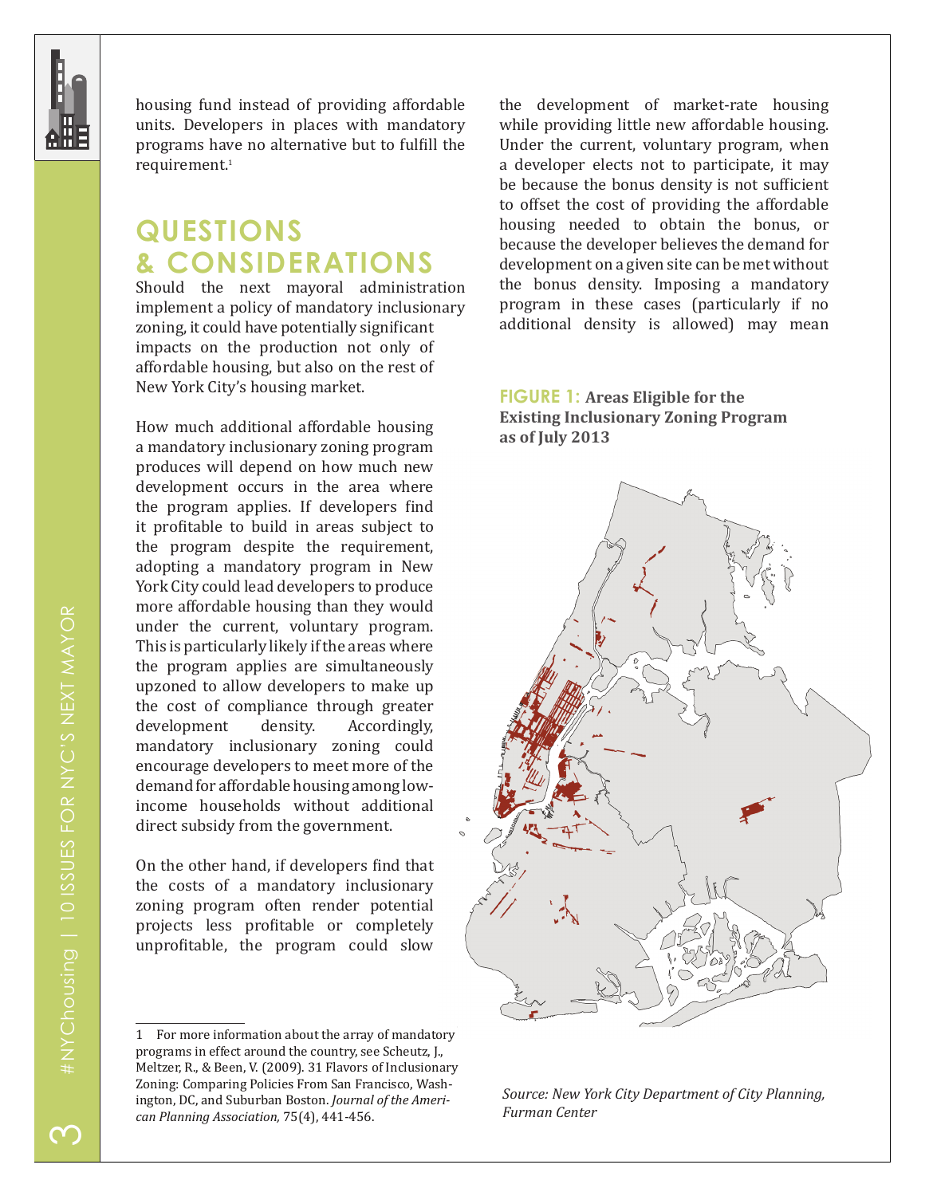housing fund instead of providing affordable units. Developers in places with mandatory programs have no alternative but to fulfill the requirement.[1]

## QUESTIONS & CONSIDERATIONS

Should the next mayoral administration implement a policy of mandatory inclusionary zoning, it could have potentially significant impacts on the production not only of affordable housing, but also on the rest of New York City's housing market.

How much additional affordable housing a mandatory inclusionary zoning program produces will depend on how much new development occurs in the area where the program applies. If developers find it profitable to build in areas subject to the program despite the requirement, adopting a mandatory program in New York City could lead developers to produce more affordable housing than they would under the current, voluntary program. This is particularly likely if the areas where the program applies are simultaneously upzoned to allow developers to make up the cost of compliance through greater development density. Accordingly, mandatory inclusionary zoning could encourage developers to meet more of the demand for affordable housing among low-income households without additional direct subsidy from the government.

On the other hand, if developers find that the costs of a mandatory inclusionary zoning program often render potential projects less profitable or completely unprofitable, the program could slow the development of market-rate housing while providing little new affordable housing. Under the current, voluntary program, when a developer elects not to participate, it may be because the bonus density is not sufficient to offset the cost of providing the affordable housing needed to obtain the bonus, or because the developer believes the demand for development on a given site can be met without the bonus density. Imposing a mandatory program in these cases (particularly if no additional density is allowed) may mean

**FIGURE 1: Areas Eligible for the Existing Inclusionary Zoning Program as of July 2013**

*Source: New York City Department of City Planning, Furman Center*

---

[1] For more information about the array of mandatory programs in effect around the country, see Scheutz, J., Meltzer, R., & Been, V. (2009). 31 Flavors of Inclusionary Zoning: Comparing Policies From San Francisco, Washington, DC, and Suburban Boston. *Journal of the American Planning Association,* 75(4), 441-456.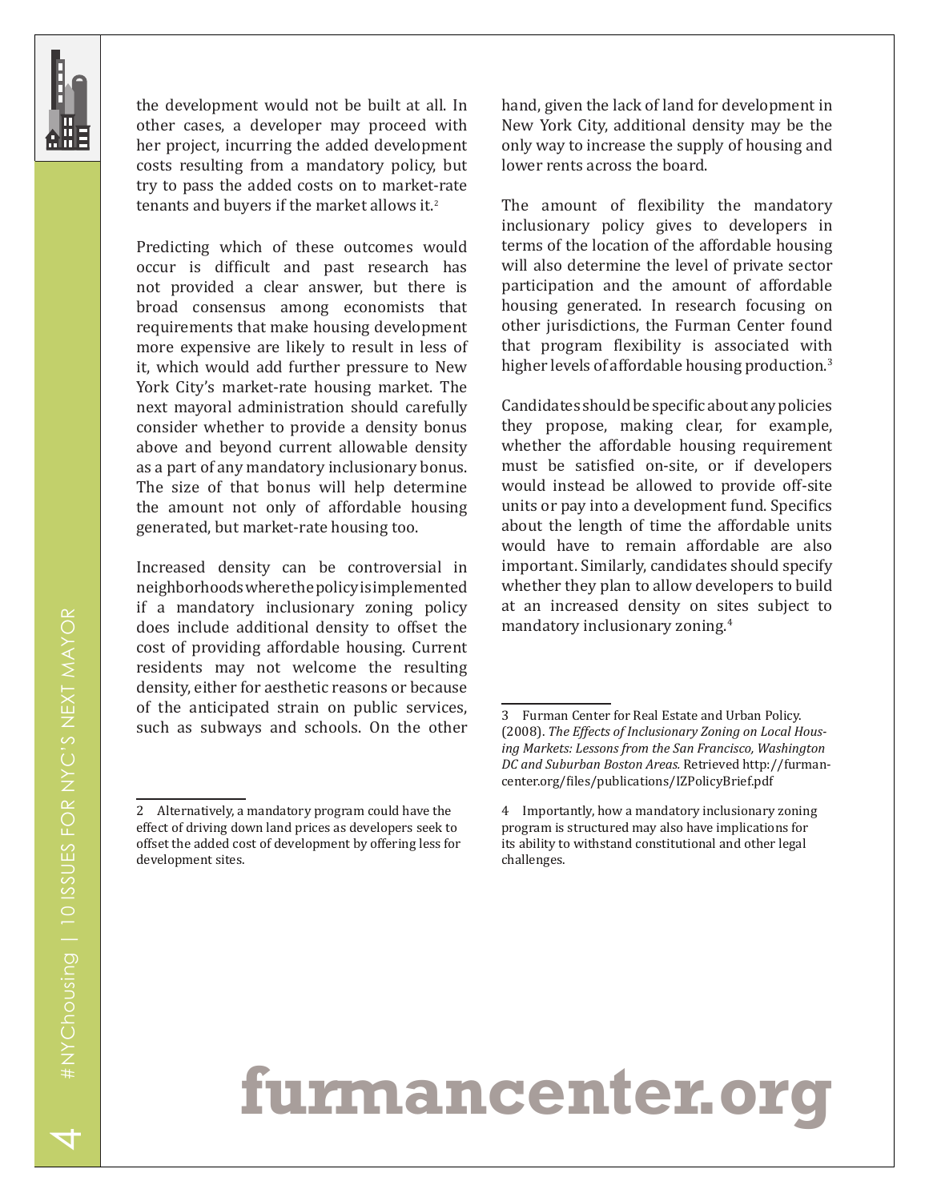the development would not be built at all. In other cases, a developer may proceed with her project, incurring the added development costs resulting from a mandatory policy, but try to pass the added costs on to market-rate tenants and buyers if the market allows it.[2]

Predicting which of these outcomes would occur is difficult and past research has not provided a clear answer, but there is broad consensus among economists that requirements that make housing development more expensive are likely to result in less of it, which would add further pressure to New York City's market-rate housing market. The next mayoral administration should carefully consider whether to provide a density bonus above and beyond current allowable density as a part of any mandatory inclusionary bonus. The size of that bonus will help determine the amount not only of affordable housing generated, but market-rate housing too.

Increased density can be controversial in neighborhoods where the policy is implemented if a mandatory inclusionary zoning policy does include additional density to offset the cost of providing affordable housing. Current residents may not welcome the resulting density, either for aesthetic reasons or because of the anticipated strain on public services, such as subways and schools. On the other hand, given the lack of land for development in New York City, additional density may be the only way to increase the supply of housing and lower rents across the board.

The amount of flexibility the mandatory inclusionary policy gives to developers in terms of the location of the affordable housing will also determine the level of private sector participation and the amount of affordable housing generated. In research focusing on other jurisdictions, the Furman Center found that program flexibility is associated with higher levels of affordable housing production.[3]

Candidates should be specific about any policies they propose, making clear, for example, whether the affordable housing requirement must be satisfied on-site, or if developers would instead be allowed to provide off-site units or pay into a development fund. Specifics about the length of time the affordable units would have to remain affordable are also important. Similarly, candidates should specify whether they plan to allow developers to build at an increased density on sites subject to mandatory inclusionary zoning.[4]

2 Alternatively, a mandatory program could have the effect of driving down land prices as developers seek to offset the added cost of development by offering less for development sites.

3 Furman Center for Real Estate and Urban Policy. (2008). *The Effects of Inclusionary Zoning on Local Housing Markets: Lessons from the San Francisco, Washington DC and Suburban Boston Areas.* Retrieved http://furmancenter.org/files/publications/IZPolicyBrief.pdf

4 Importantly, how a mandatory inclusionary zoning program is structured may also have implications for its ability to withstand constitutional and other legal challenges.

**furmancenter.org**